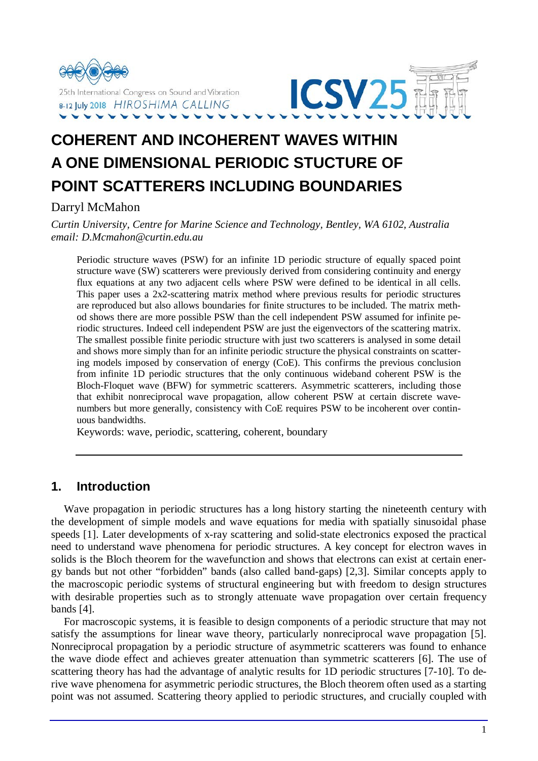# COHERENT AND INCOHERENT WAVES WITHIN A ONE DIMENSIONAL PERIODIC STUCTURE OF POINT SCATTERERS INCLUDING BOUNDARIES

Darryl McMahon

*Curtin University, Centre for Marine Science and Technology, Bentley, WA 6102, Australia*
*email: D.Mcmahon@curtin.edu.au*

Periodic structure waves (PSW) for an infinite 1D periodic structure of equally spaced point structure wave (SW) scatterers were previously derived from considering continuity and energy flux equations at any two adjacent cells where PSW were defined to be identical in all cells. This paper uses a 2x2-scattering matrix method where previous results for periodic structures are reproduced but also allows boundaries for finite structures to be included. The matrix method shows there are more possible PSW than the cell independent PSW assumed for infinite periodic structures. Indeed cell independent PSW are just the eigenvectors of the scattering matrix. The smallest possible finite periodic structure with just two scatterers is analysed in some detail and shows more simply than for an infinite periodic structure the physical constraints on scattering models imposed by conservation of energy (CoE). This confirms the previous conclusion from infinite 1D periodic structures that the only continuous wideband coherent PSW is the Bloch-Floquet wave (BFW) for symmetric scatterers. Asymmetric scatterers, including those that exhibit nonreciprocal wave propagation, allow coherent PSW at certain discrete wavenumbers but more generally, consistency with CoE requires PSW to be incoherent over continuous bandwidths.

Keywords: wave, periodic, scattering, coherent, boundary

## 1. Introduction

Wave propagation in periodic structures has a long history starting the nineteenth century with the development of simple models and wave equations for media with spatially sinusoidal phase speeds [1]. Later developments of x-ray scattering and solid-state electronics exposed the practical need to understand wave phenomena for periodic structures. A key concept for electron waves in solids is the Bloch theorem for the wavefunction and shows that electrons can exist at certain energy bands but not other "forbidden" bands (also called band-gaps) [2,3]. Similar concepts apply to the macroscopic periodic systems of structural engineering but with freedom to design structures with desirable properties such as to strongly attenuate wave propagation over certain frequency bands [4].

For macroscopic systems, it is feasible to design components of a periodic structure that may not satisfy the assumptions for linear wave theory, particularly nonreciprocal wave propagation [5]. Nonreciprocal propagation by a periodic structure of asymmetric scatterers was found to enhance the wave diode effect and achieves greater attenuation than symmetric scatterers [6]. The use of scattering theory has had the advantage of analytic results for 1D periodic structures [7-10]. To derive wave phenomena for asymmetric periodic structures, the Bloch theorem often used as a starting point was not assumed. Scattering theory applied to periodic structures, and crucially coupled with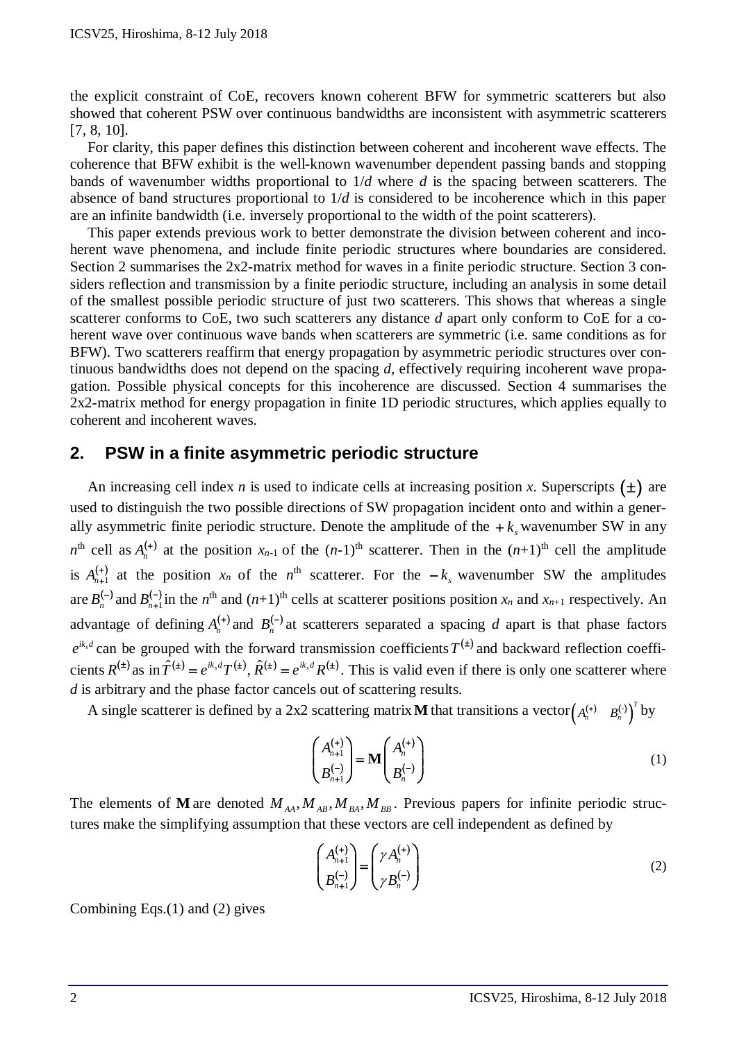the explicit constraint of CoE, recovers known coherent BFW for symmetric scatterers but also showed that coherent PSW over continuous bandwidths are inconsistent with asymmetric scatterers [7, 8, 10].

For clarity, this paper defines this distinction between coherent and incoherent wave effects. The coherence that BFW exhibit is the well-known wavenumber dependent passing bands and stopping bands of wavenumber widths proportional to $1/d$ where $d$ is the spacing between scatterers. The absence of band structures proportional to $1/d$ is considered to be incoherence which in this paper are an infinite bandwidth (i.e. inversely proportional to the width of the point scatterers).

This paper extends previous work to better demonstrate the division between coherent and incoherent wave phenomena, and include finite periodic structures where boundaries are considered. Section 2 summarises the 2x2-matrix method for waves in a finite periodic structure. Section 3 considers reflection and transmission by a finite periodic structure, including an analysis in some detail of the smallest possible periodic structure of just two scatterers. This shows that whereas a single scatterer conforms to CoE, two such scatterers any distance $d$ apart only conform to CoE for a coherent wave over continuous wave bands when scatterers are symmetric (i.e. same conditions as for BFW). Two scatterers reaffirm that energy propagation by asymmetric periodic structures over continuous bandwidths does not depend on the spacing $d$, effectively requiring incoherent wave propagation. Possible physical concepts for this incoherence are discussed. Section 4 summarises the 2x2-matrix method for energy propagation in finite 1D periodic structures, which applies equally to coherent and incoherent waves.

## 2. PSW in a finite asymmetric periodic structure

An increasing cell index $n$ is used to indicate cells at increasing position $x$. Superscripts $(\pm)$ are used to distinguish the two possible directions of SW propagation incident onto and within a generally asymmetric finite periodic structure. Denote the amplitude of the $+k_s$ wavenumber SW in any $n^{\text{th}}$ cell as $A_n^{(+)}$ at the position $x_{n-1}$ of the $(n-1)^{\text{th}}$ scatterer. Then in the $(n+1)^{\text{th}}$ cell the amplitude is $A_{n+1}^{(+)}$ at the position $x_n$ of the $n^{\text{th}}$ scatterer. For the $-k_s$ wavenumber SW the amplitudes are $B_n^{(-)}$ and $B_{n+1}^{(-)}$ in the $n^{\text{th}}$ and $(n+1)^{\text{th}}$ cells at scatterer positions position $x_n$ and $x_{n+1}$ respectively. An advantage of defining $A_n^{(+)}$ and $B_n^{(-)}$ at scatterers separated a spacing $d$ apart is that phase factors $e^{ik_s d}$ can be grouped with the forward transmission coefficients $T^{(\pm)}$ and backward reflection coefficients $R^{(\pm)}$ as in $\hat{T}^{(\pm)} = e^{ik_s d} T^{(\pm)}$, $\hat{R}^{(\pm)} = e^{ik_s d} R^{(\pm)}$. This is valid even if there is only one scatterer where $d$ is arbitrary and the phase factor cancels out of scattering results.

A single scatterer is defined by a 2x2 scattering matrix $\mathbf{M}$ that transitions a vector $\begin{pmatrix} A_n^{(+)} & B_n^{(-)} \end{pmatrix}^T$ by

$$\begin{pmatrix} A_{n+1}^{(+)} \\ B_{n+1}^{(-)} \end{pmatrix} = \mathbf{M} \begin{pmatrix} A_n^{(+)} \\ B_n^{(-)} \end{pmatrix} \tag{1}$$

The elements of $\mathbf{M}$ are denoted $M_{AA}, M_{AB}, M_{BA}, M_{BB}$. Previous papers for infinite periodic structures make the simplifying assumption that these vectors are cell independent as defined by

$$\begin{pmatrix} A_{n+1}^{(+)} \\ B_{n+1}^{(-)} \end{pmatrix} = \begin{pmatrix} \gamma A_n^{(+)} \\ \gamma B_n^{(-)} \end{pmatrix} \tag{2}$$

Combining Eqs.(1) and (2) gives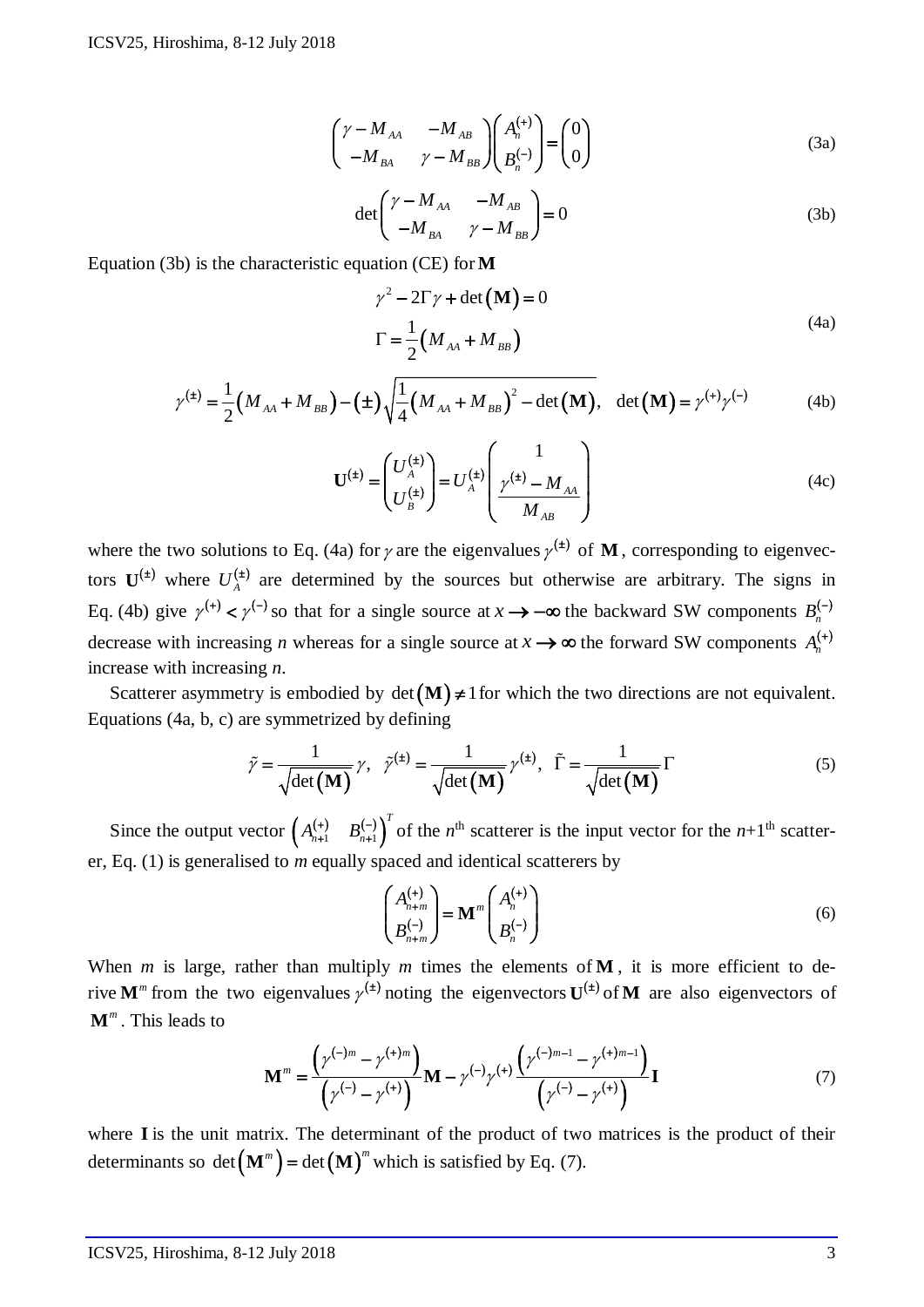$$\begin{pmatrix} \gamma - M_{AA} & -M_{AB} \\ -M_{BA} & \gamma - M_{BB} \end{pmatrix} \begin{pmatrix} A_n^{(+)} \\ B_n^{(-)} \end{pmatrix} = \begin{pmatrix} 0 \\ 0 \end{pmatrix} \tag{3a}$$

$$\det \begin{pmatrix} \gamma - M_{AA} & -M_{AB} \\ -M_{BA} & \gamma - M_{BB} \end{pmatrix} = 0 \tag{3b}$$

Equation (3b) is the characteristic equation (CE) for $\mathbf{M}$

$$\begin{aligned} &\gamma^2 - 2\Gamma\gamma + \det(\mathbf{M}) = 0 \\ &\Gamma = \frac{1}{2}(M_{AA} + M_{BB}) \end{aligned} \tag{4a}$$

$$\gamma^{(\pm)} = \frac{1}{2}(M_{AA} + M_{BB}) - (\pm)\sqrt{\frac{1}{4}(M_{AA} + M_{BB})^2 - \det(\mathbf{M})}, \quad \det(\mathbf{M}) = \gamma^{(+)}\gamma^{(-)} \tag{4b}$$

$$\mathbf{U}^{(\pm)} = \begin{pmatrix} U_A^{(\pm)} \\ U_B^{(\pm)} \end{pmatrix} = U_A^{(\pm)} \begin{pmatrix} 1 \\ \dfrac{\gamma^{(\pm)} - M_{AA}}{M_{AB}} \end{pmatrix} \tag{4c}$$

where the two solutions to Eq. (4a) for $\gamma$ are the eigenvalues $\gamma^{(\pm)}$ of $\mathbf{M}$, corresponding to eigenvectors $\mathbf{U}^{(\pm)}$ where $U_A^{(\pm)}$ are determined by the sources but otherwise are arbitrary. The signs in Eq. (4b) give $\gamma^{(+)} < \gamma^{(-)}$ so that for a single source at $x \to -\infty$ the backward SW components $B_n^{(-)}$ decrease with increasing *n* whereas for a single source at $x \to \infty$ the forward SW components $A_n^{(+)}$ increase with increasing *n*.

Scatterer asymmetry is embodied by $\det(\mathbf{M}) \neq 1$ for which the two directions are not equivalent. Equations (4a, b, c) are symmetrized by defining

$$\tilde{\gamma} = \frac{1}{\sqrt{\det(\mathbf{M})}}\gamma, \quad \tilde{\gamma}^{(\pm)} = \frac{1}{\sqrt{\det(\mathbf{M})}}\gamma^{(\pm)}, \quad \tilde{\Gamma} = \frac{1}{\sqrt{\det(\mathbf{M})}}\Gamma \tag{5}$$

Since the output vector $\begin{pmatrix} A_{n+1}^{(+)} & B_{n+1}^{(-)} \end{pmatrix}^T$ of the $n^{\text{th}}$ scatterer is the input vector for the $n+1^{\text{th}}$ scatterer, Eq. (1) is generalised to *m* equally spaced and identical scatterers by

$$\begin{pmatrix} A_{n+m}^{(+)} \\ B_{n+m}^{(-)} \end{pmatrix} = \mathbf{M}^m \begin{pmatrix} A_n^{(+)} \\ B_n^{(-)} \end{pmatrix} \tag{6}$$

When *m* is large, rather than multiply *m* times the elements of $\mathbf{M}$, it is more efficient to derive $\mathbf{M}^m$ from the two eigenvalues $\gamma^{(\pm)}$ noting the eigenvectors $\mathbf{U}^{(\pm)}$ of $\mathbf{M}$ are also eigenvectors of $\mathbf{M}^m$. This leads to

$$\mathbf{M}^m = \frac{\left(\gamma^{(-)m} - \gamma^{(+)m}\right)}{\left(\gamma^{(-)} - \gamma^{(+)}\right)}\mathbf{M} - \gamma^{(-)}\gamma^{(+)}\frac{\left(\gamma^{(-)m-1} - \gamma^{(+)m-1}\right)}{\left(\gamma^{(-)} - \gamma^{(+)}\right)}\mathbf{I} \tag{7}$$

where $\mathbf{I}$ is the unit matrix. The determinant of the product of two matrices is the product of their determinants so $\det(\mathbf{M}^m) = \det(\mathbf{M})^m$ which is satisfied by Eq. (7).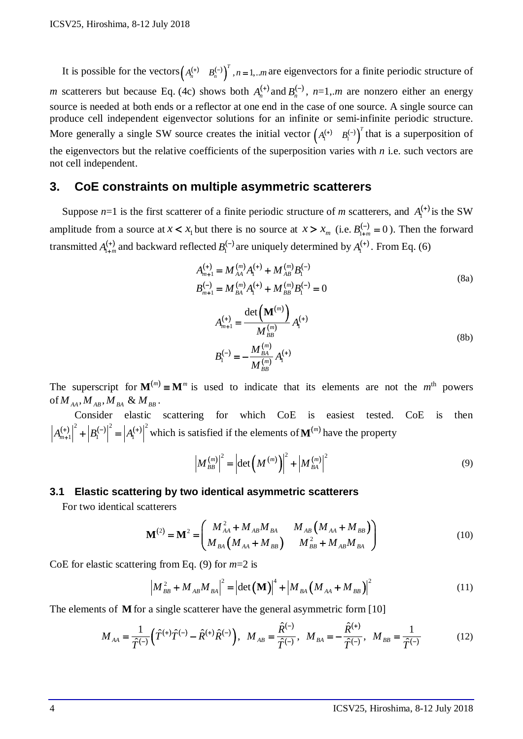It is possible for the vectors $\left(A_n^{(+)} \quad B_n^{(-)}\right)^T, n=1,..m$ are eigenvectors for a finite periodic structure of $m$ scatterers but because Eq. (4c) shows both $A_n^{(+)}$ and $B_n^{(-)}$, $n$=1,.$m$ are nonzero either an energy source is needed at both ends or a reflector at one end in the case of one source. A single source can produce cell independent eigenvector solutions for an infinite or semi-infinite periodic structure. More generally a single SW source creates the initial vector $\left(A_1^{(+)} \quad B_1^{(-)}\right)^T$ that is a superposition of the eigenvectors but the relative coefficients of the superposition varies with $n$ i.e. such vectors are not cell independent.

## 3. CoE constraints on multiple asymmetric scatterers

Suppose $n$=1 is the first scatterer of a finite periodic structure of $m$ scatterers, and $A_1^{(+)}$ is the SW amplitude from a source at $x < x_1$ but there is no source at $x > x_m$ (i.e. $B_{1+m}^{(-)} = 0$). Then the forward transmitted $A_{1+m}^{(+)}$ and backward reflected $B_1^{(-)}$ are uniquely determined by $A_1^{(+)}$. From Eq. (6)

$$
\begin{aligned}
A_{m+1}^{(+)} &= M_{AA}^{(m)} A_1^{(+)} + M_{AB}^{(m)} B_1^{(-)} \\
B_{m+1}^{(-)} &= M_{BA}^{(m)} A_1^{(+)} + M_{BB}^{(m)} B_1^{(-)} = 0
\end{aligned}
\tag{8a}
$$

$$
\begin{aligned}
A_{m+1}^{(+)} &= \frac{\det\left(\mathbf{M}^{(m)}\right)}{M_{BB}^{(m)}} A_1^{(+)} \\
B_1^{(-)} &= -\frac{M_{BA}^{(m)}}{M_{BB}^{(m)}} A_1^{(+)}
\end{aligned}
\tag{8b}
$$

The superscript for $\mathbf{M}^{(m)} \equiv \mathbf{M}^m$ is used to indicate that its elements are not the $m^{\text{th}}$ powers of $M_{AA}, M_{AB}, M_{BA}$ & $M_{BB}$.

Consider elastic scattering for which CoE is easiest tested. CoE is then $\left|A_{m+1}^{(+)}\right|^2 + \left|B_1^{(-)}\right|^2 = \left|A_1^{(+)}\right|^2$ which is satisfied if the elements of $\mathbf{M}^{(m)}$ have the property

$$
\left|M_{BB}^{(m)}\right|^2 = \left|\det\left(M^{(m)}\right)\right|^2 + \left|M_{BA}^{(m)}\right|^2 \tag{9}
$$

### 3.1 Elastic scattering by two identical asymmetric scatterers

For two identical scatterers

$$
\mathbf{M}^{(2)} = \mathbf{M}^2 = \begin{pmatrix} M_{AA}^2 + M_{AB}M_{BA} & M_{AB}\left(M_{AA} + M_{BB}\right) \\ M_{BA}\left(M_{AA} + M_{BB}\right) & M_{BB}^2 + M_{AB}M_{BA} \end{pmatrix} \tag{10}
$$

CoE for elastic scattering from Eq. (9) for $m$=2 is

$$
\left|M_{BB}^2 + M_{AB}M_{BA}\right|^2 = \left|\det(\mathbf{M})\right|^4 + \left|M_{BA}\left(M_{AA} + M_{BB}\right)\right|^2 \tag{11}
$$

The elements of $\mathbf{M}$ for a single scatterer have the general asymmetric form [10]

$$
M_{AA} = \frac{1}{\hat{T}^{(-)}}\left(\hat{T}^{(+)}\hat{T}^{(-)} - \hat{R}^{(+)}\hat{R}^{(-)}\right), \;\; M_{AB} = \frac{\hat{R}^{(-)}}{\hat{T}^{(-)}}, \;\; M_{BA} = -\frac{\hat{R}^{(+)}}{\hat{T}^{(-)}}, \;\; M_{BB} = \frac{1}{\hat{T}^{(-)}} \tag{12}
$$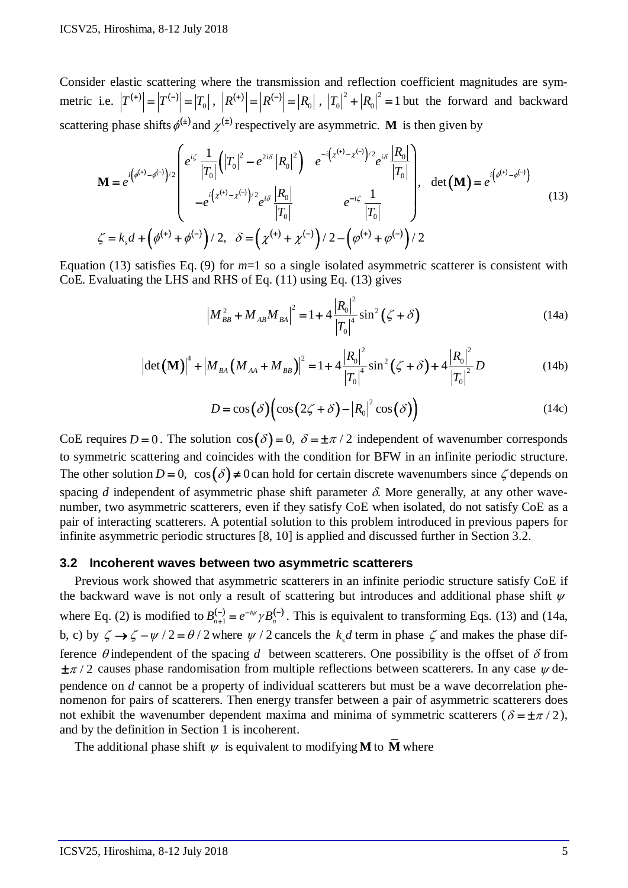Consider elastic scattering where the transmission and reflection coefficient magnitudes are symmetric i.e. $\left|T^{(+)}\right| = \left|T^{(-)}\right| = \left|T_0\right|$, $\left|R^{(+)}\right| = \left|R^{(-)}\right| = \left|R_0\right|$, $\left|T_0\right|^2 + \left|R_0\right|^2 = 1$ but the forward and backward scattering phase shifts $\phi^{(\pm)}$ and $\chi^{(\pm)}$ respectively are asymmetric. $\mathbf{M}$ is then given by

$$
\mathbf{M} = e^{i\left(\phi^{(+)}-\phi^{(-)}\right)/2}\begin{pmatrix} e^{i\zeta}\dfrac{1}{\left|T_0\right|}\left(\left|T_0\right|^2 - e^{2i\delta}\left|R_0\right|^2\right) & e^{-i\left(\chi^{(+)}-\chi^{(-)}\right)/2}e^{i\delta}\dfrac{\left|R_0\right|}{\left|T_0\right|} \\ -e^{i\left(\chi^{(+)}-\chi^{(-)}\right)/2}e^{i\delta}\dfrac{\left|R_0\right|}{\left|T_0\right|} & e^{-i\zeta}\dfrac{1}{\left|T_0\right|}\end{pmatrix}, \quad \det(\mathbf{M}) = e^{i\left(\phi^{(+)}-\phi^{(-)}\right)}
$$

$$
\zeta = k_s d + \left(\phi^{(+)} + \phi^{(-)}\right)/2, \quad \delta = \left(\chi^{(+)} + \chi^{(-)}\right)/2 - \left(\varphi^{(+)} + \varphi^{(-)}\right)/2 \tag{13}
$$

Equation (13) satisfies Eq. (9) for $m$=1 so a single isolated asymmetric scatterer is consistent with CoE. Evaluating the LHS and RHS of Eq. (11) using Eq. (13) gives

$$
\left|M_{BB}^2 + M_{AB}M_{BA}\right|^2 = 1 + 4\frac{\left|R_0\right|^2}{\left|T_0\right|^4}\sin^2\left(\zeta + \delta\right) \tag{14a}
$$

$$
\left|\det(\mathbf{M})\right|^4 + \left|M_{BA}\left(M_{AA} + M_{BB}\right)\right|^2 = 1 + 4\frac{\left|R_0\right|^2}{\left|T_0\right|^4}\sin^2\left(\zeta + \delta\right) + 4\frac{\left|R_0\right|^2}{\left|T_0\right|^2}D \tag{14b}
$$

$$
D = \cos(\delta)\left(\cos\left(2\zeta + \delta\right) - \left|R_0\right|^2\cos(\delta)\right) \tag{14c}
$$

CoE requires $D = 0$. The solution $\cos(\delta) = 0,\ \delta = \pm\pi/2$ independent of wavenumber corresponds to symmetric scattering and coincides with the condition for BFW in an infinite periodic structure. The other solution $D = 0,\ \cos(\delta) \neq 0$ can hold for certain discrete wavenumbers since $\zeta$ depends on spacing $d$ independent of asymmetric phase shift parameter $\delta$. More generally, at any other wavenumber, two asymmetric scatterers, even if they satisfy CoE when isolated, do not satisfy CoE as a pair of interacting scatterers. A potential solution to this problem introduced in previous papers for infinite asymmetric periodic structures [8, 10] is applied and discussed further in Section 3.2.

### 3.2 Incoherent waves between two asymmetric scatterers

Previous work showed that asymmetric scatterers in an infinite periodic structure satisfy CoE if the backward wave is not only a result of scattering but introduces and additional phase shift $\psi$ where Eq. (2) is modified to $B_{n+1}^{(-)} = e^{-i\psi}\gamma B_n^{(-)}$. This is equivalent to transforming Eqs. (13) and (14a, b, c) by $\zeta \rightarrow \zeta - \psi/2 = \theta/2$ where $\psi/2$ cancels the $k_s d$ term in phase $\zeta$ and makes the phase difference $\theta$ independent of the spacing $d$ between scatterers. One possibility is the offset of $\delta$ from $\pm\pi/2$ causes phase randomisation from multiple reflections between scatterers. In any case $\psi$ dependence on $d$ cannot be a property of individual scatterers but must be a wave decorrelation phenomenon for pairs of scatterers. Then energy transfer between a pair of asymmetric scatterers does not exhibit the wavenumber dependent maxima and minima of symmetric scatterers ($\delta = \pm\pi/2$), and by the definition in Section 1 is incoherent.

The additional phase shift $\psi$ is equivalent to modifying $\mathbf{M}$ to $\bar{\mathbf{M}}$ where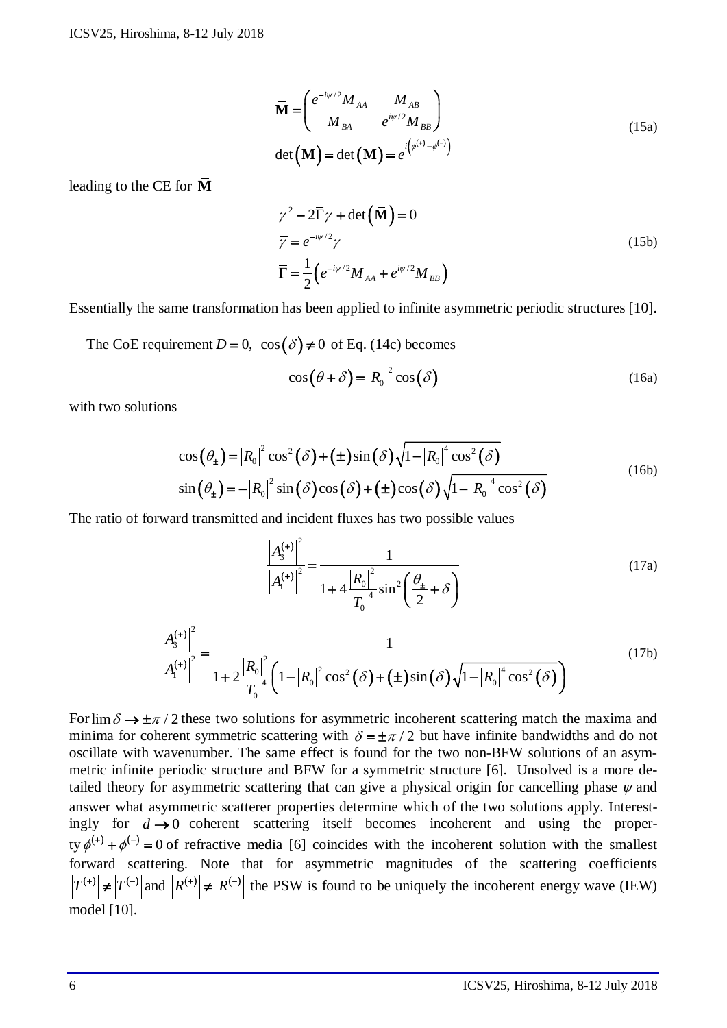$$\bar{\mathbf{M}} = \begin{pmatrix} e^{-i\psi/2} M_{AA} & M_{AB} \\ M_{BA} & e^{i\psi/2} M_{BB} \end{pmatrix}$$
$$\det\left(\bar{\mathbf{M}}\right) = \det\left(\mathbf{M}\right) = e^{i\left(\phi^{(+)} - \phi^{(-)}\right)} \tag{15a}$$

leading to the CE for $\bar{\mathbf{M}}$

$$\bar{\gamma}^2 - 2\bar{\Gamma}\bar{\gamma} + \det\left(\bar{\mathbf{M}}\right) = 0$$
$$\bar{\gamma} = e^{-i\psi/2}\gamma \tag{15b}$$
$$\bar{\Gamma} = \frac{1}{2}\left(e^{-i\psi/2} M_{AA} + e^{i\psi/2} M_{BB}\right)$$

Essentially the same transformation has been applied to infinite asymmetric periodic structures [10].

The CoE requirement $D = 0,\ \cos(\delta) \neq 0$ of Eq. (14c) becomes

$$\cos(\theta + \delta) = \left|R_0\right|^2 \cos(\delta) \tag{16a}$$

with two solutions

$$\cos(\theta_\pm) = \left|R_0\right|^2 \cos^2(\delta) + (\pm)\sin(\delta)\sqrt{1 - \left|R_0\right|^4 \cos^2(\delta)}$$
$$\sin(\theta_\pm) = -\left|R_0\right|^2 \sin(\delta)\cos(\delta) + (\pm)\cos(\delta)\sqrt{1 - \left|R_0\right|^4 \cos^2(\delta)} \tag{16b}$$

The ratio of forward transmitted and incident fluxes has two possible values

$$\frac{\left|A_3^{(+)}\right|^2}{\left|A_1^{(+)}\right|^2} = \frac{1}{1 + 4\dfrac{\left|R_0\right|^2}{\left|T_0\right|^4}\sin^2\left(\dfrac{\theta_\pm}{2} + \delta\right)} \tag{17a}$$

$$\frac{\left|A_3^{(+)}\right|^2}{\left|A_1^{(+)}\right|^2} = \frac{1}{1 + 2\dfrac{\left|R_0\right|^2}{\left|T_0\right|^4}\left(1 - \left|R_0\right|^2\cos^2(\delta) + (\pm)\sin(\delta)\sqrt{1 - \left|R_0\right|^4\cos^2(\delta)}\right)} \tag{17b}$$

For $\lim \delta \to \pm\pi/2$ these two solutions for asymmetric incoherent scattering match the maxima and minima for coherent symmetric scattering with $\delta = \pm\pi/2$ but have infinite bandwidths and do not oscillate with wavenumber. The same effect is found for the two non-BFW solutions of an asymmetric infinite periodic structure and BFW for a symmetric structure [6]. Unsolved is a more detailed theory for asymmetric scattering that can give a physical origin for cancelling phase $\psi$ and answer what asymmetric scatterer properties determine which of the two solutions apply. Interestingly for $d \to 0$ coherent scattering itself becomes incoherent and using the property $\phi^{(+)} + \phi^{(-)} = 0$ of refractive media [6] coincides with the incoherent solution with the smallest forward scattering. Note that for asymmetric magnitudes of the scattering coefficients $\left|T^{(+)}\right| \neq \left|T^{(-)}\right|$ and $\left|R^{(+)}\right| \neq \left|R^{(-)}\right|$ the PSW is found to be uniquely the incoherent energy wave (IEW) model [10].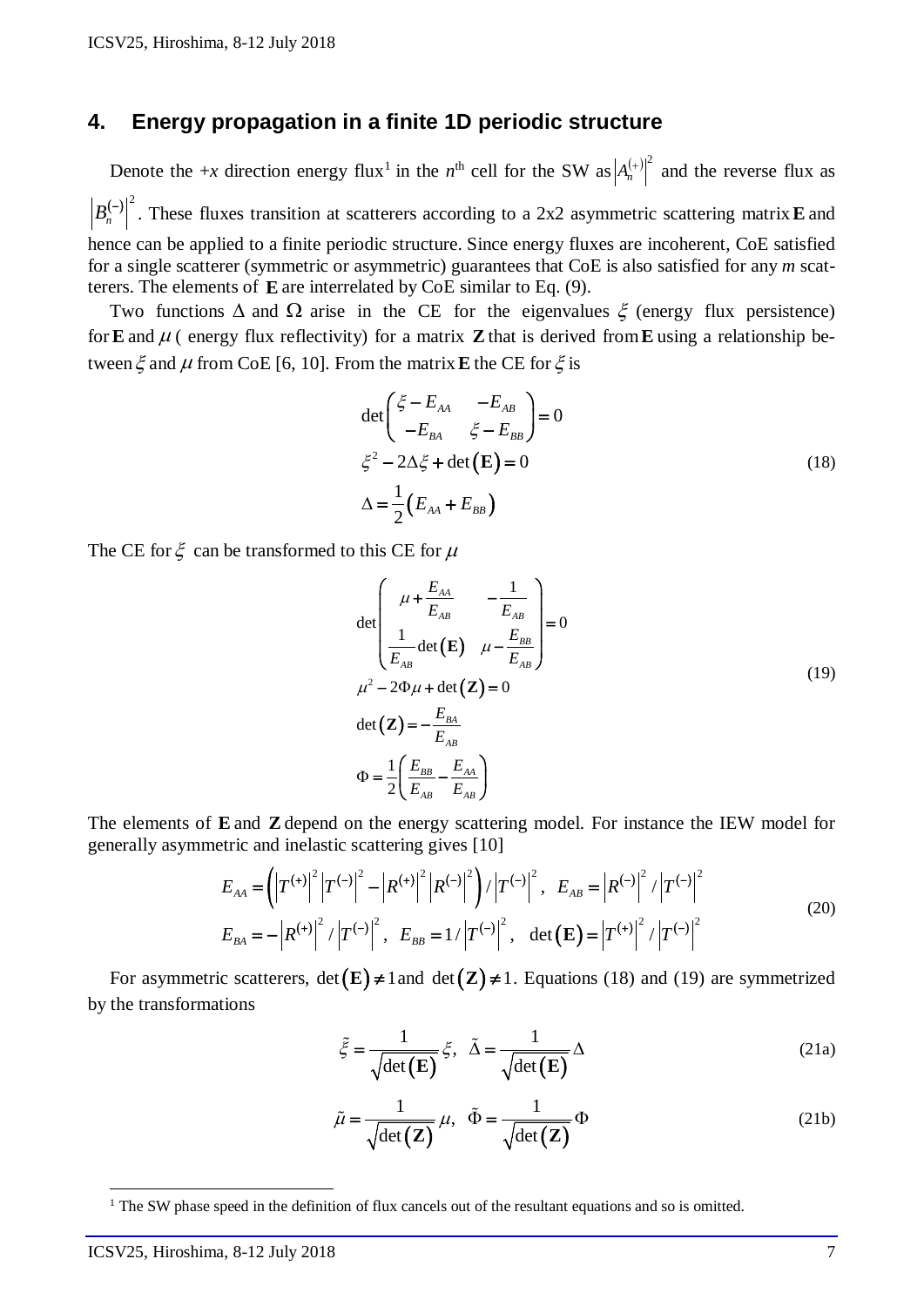## 4. Energy propagation in a finite 1D periodic structure

Denote the $+x$ direction energy flux[1] in the $n^{\text{th}}$ cell for the SW as $\left|A_n^{(+)}\right|^2$ and the reverse flux as $\left|B_n^{(-)}\right|^2$. These fluxes transition at scatterers according to a 2x2 asymmetric scattering matrix $\mathbf{E}$ and hence can be applied to a finite periodic structure. Since energy fluxes are incoherent, CoE satisfied for a single scatterer (symmetric or asymmetric) guarantees that CoE is also satisfied for any $m$ scatterers. The elements of $\mathbf{E}$ are interrelated by CoE similar to Eq. (9).

Two functions $\Delta$ and $\Omega$ arise in the CE for the eigenvalues $\xi$ (energy flux persistence) for $\mathbf{E}$ and $\mu$ ( energy flux reflectivity) for a matrix $\mathbf{Z}$ that is derived from $\mathbf{E}$ using a relationship between $\xi$ and $\mu$ from CoE [6, 10]. From the matrix $\mathbf{E}$ the CE for $\xi$ is

$$
\begin{aligned}
&\det\begin{pmatrix} \xi - E_{AA} & -E_{AB} \\ -E_{BA} & \xi - E_{BB} \end{pmatrix} = 0 \\
&\xi^2 - 2\Delta\xi + \det(\mathbf{E}) = 0 \\
&\Delta = \frac{1}{2}\left(E_{AA} + E_{BB}\right)
\end{aligned}
\tag{18}
$$

The CE for $\xi$ can be transformed to this CE for $\mu$

$$
\begin{aligned}
&\det\begin{pmatrix} \mu + \dfrac{E_{AA}}{E_{AB}} & -\dfrac{1}{E_{AB}} \\ \dfrac{1}{E_{AB}}\det(\mathbf{E}) & \mu - \dfrac{E_{BB}}{E_{AB}} \end{pmatrix} = 0 \\
&\mu^2 - 2\Phi\mu + \det(\mathbf{Z}) = 0 \\
&\det(\mathbf{Z}) = -\frac{E_{BA}}{E_{AB}} \\
&\Phi = \frac{1}{2}\left(\frac{E_{BB}}{E_{AB}} - \frac{E_{AA}}{E_{AB}}\right)
\end{aligned}
\tag{19}
$$

The elements of $\mathbf{E}$ and $\mathbf{Z}$ depend on the energy scattering model. For instance the IEW model for generally asymmetric and inelastic scattering gives [10]

$$
\begin{aligned}
&E_{AA} = \left(\left|T^{(+)}\right|^2\left|T^{(-)}\right|^2 - \left|R^{(+)}\right|^2\left|R^{(-)}\right|^2\right)/\left|T^{(-)}\right|^2, \quad E_{AB} = \left|R^{(-)}\right|^2/\left|T^{(-)}\right|^2 \\
&E_{BA} = -\left|R^{(+)}\right|^2/\left|T^{(-)}\right|^2, \quad E_{BB} = 1/\left|T^{(-)}\right|^2, \quad \det(\mathbf{E}) = \left|T^{(+)}\right|^2/\left|T^{(-)}\right|^2
\end{aligned}
\tag{20}
$$

For asymmetric scatterers, $\det(\mathbf{E}) \neq 1$ and $\det(\mathbf{Z}) \neq 1$. Equations (18) and (19) are symmetrized by the transformations

$$
\tilde{\xi} = \frac{1}{\sqrt{\det(\mathbf{E})}}\xi, \quad \tilde{\Delta} = \frac{1}{\sqrt{\det(\mathbf{E})}}\Delta \tag{21a}
$$

$$
\tilde{\mu} = \frac{1}{\sqrt{\det(\mathbf{Z})}}\mu, \quad \tilde{\Phi} = \frac{1}{\sqrt{\det(\mathbf{Z})}}\Phi \tag{21b}
$$

[1] The SW phase speed in the definition of flux cancels out of the resultant equations and so is omitted.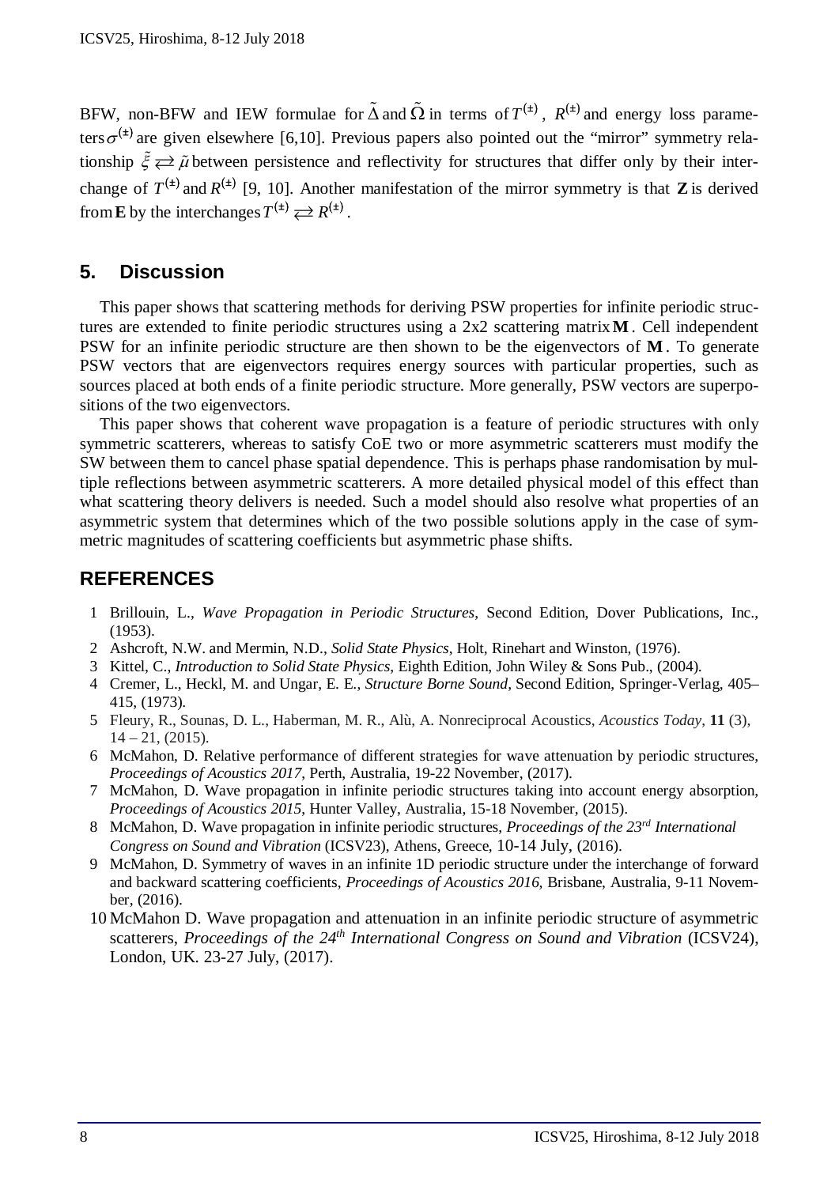BFW, non-BFW and IEW formulae for $\tilde{\Delta}$ and $\tilde{\Omega}$ in terms of $T^{(\pm)}$, $R^{(\pm)}$ and energy loss parameters $\sigma^{(\pm)}$ are given elsewhere [6,10]. Previous papers also pointed out the "mirror" symmetry relationship $\tilde{\xi} \rightleftarrows \tilde{\mu}$ between persistence and reflectivity for structures that differ only by their interchange of $T^{(\pm)}$ and $R^{(\pm)}$ [9, 10]. Another manifestation of the mirror symmetry is that $\mathbf{Z}$ is derived from $\mathbf{E}$ by the interchanges $T^{(\pm)} \rightleftarrows R^{(\pm)}$.

## 5. Discussion

This paper shows that scattering methods for deriving PSW properties for infinite periodic structures are extended to finite periodic structures using a 2x2 scattering matrix $\mathbf{M}$. Cell independent PSW for an infinite periodic structure are then shown to be the eigenvectors of $\mathbf{M}$. To generate PSW vectors that are eigenvectors requires energy sources with particular properties, such as sources placed at both ends of a finite periodic structure. More generally, PSW vectors are superpositions of the two eigenvectors.

This paper shows that coherent wave propagation is a feature of periodic structures with only symmetric scatterers, whereas to satisfy CoE two or more asymmetric scatterers must modify the SW between them to cancel phase spatial dependence. This is perhaps phase randomisation by multiple reflections between asymmetric scatterers. A more detailed physical model of this effect than what scattering theory delivers is needed. Such a model should also resolve what properties of an asymmetric system that determines which of the two possible solutions apply in the case of symmetric magnitudes of scattering coefficients but asymmetric phase shifts.

## REFERENCES

1. Brillouin, L., *Wave Propagation in Periodic Structures*, Second Edition, Dover Publications, Inc., (1953).
2. Ashcroft, N.W. and Mermin, N.D., *Solid State Physics*, Holt, Rinehart and Winston, (1976).
3. Kittel, C., *Introduction to Solid State Physics*, Eighth Edition, John Wiley & Sons Pub., (2004).
4. Cremer, L., Heckl, M. and Ungar, E. E., *Structure Borne Sound*, Second Edition, Springer-Verlag, 405–415, (1973).
5. Fleury, R., Sounas, D. L., Haberman, M. R., Alù, A. Nonreciprocal Acoustics, *Acoustics Today*, **11** (3), 14 – 21, (2015).
6. McMahon, D. Relative performance of different strategies for wave attenuation by periodic structures, *Proceedings of Acoustics 2017*, Perth, Australia, 19-22 November, (2017).
7. McMahon, D. Wave propagation in infinite periodic structures taking into account energy absorption, *Proceedings of Acoustics 2015*, Hunter Valley, Australia, 15-18 November, (2015).
8. McMahon, D. Wave propagation in infinite periodic structures, *Proceedings of the 23rd International Congress on Sound and Vibration* (ICSV23), Athens, Greece, 10-14 July, (2016).
9. McMahon, D. Symmetry of waves in an infinite 1D periodic structure under the interchange of forward and backward scattering coefficients, *Proceedings of Acoustics 2016*, Brisbane, Australia, 9-11 November, (2016).
10. McMahon D. Wave propagation and attenuation in an infinite periodic structure of asymmetric scatterers, *Proceedings of the 24th International Congress on Sound and Vibration* (ICSV24), London, UK. 23-27 July, (2017).